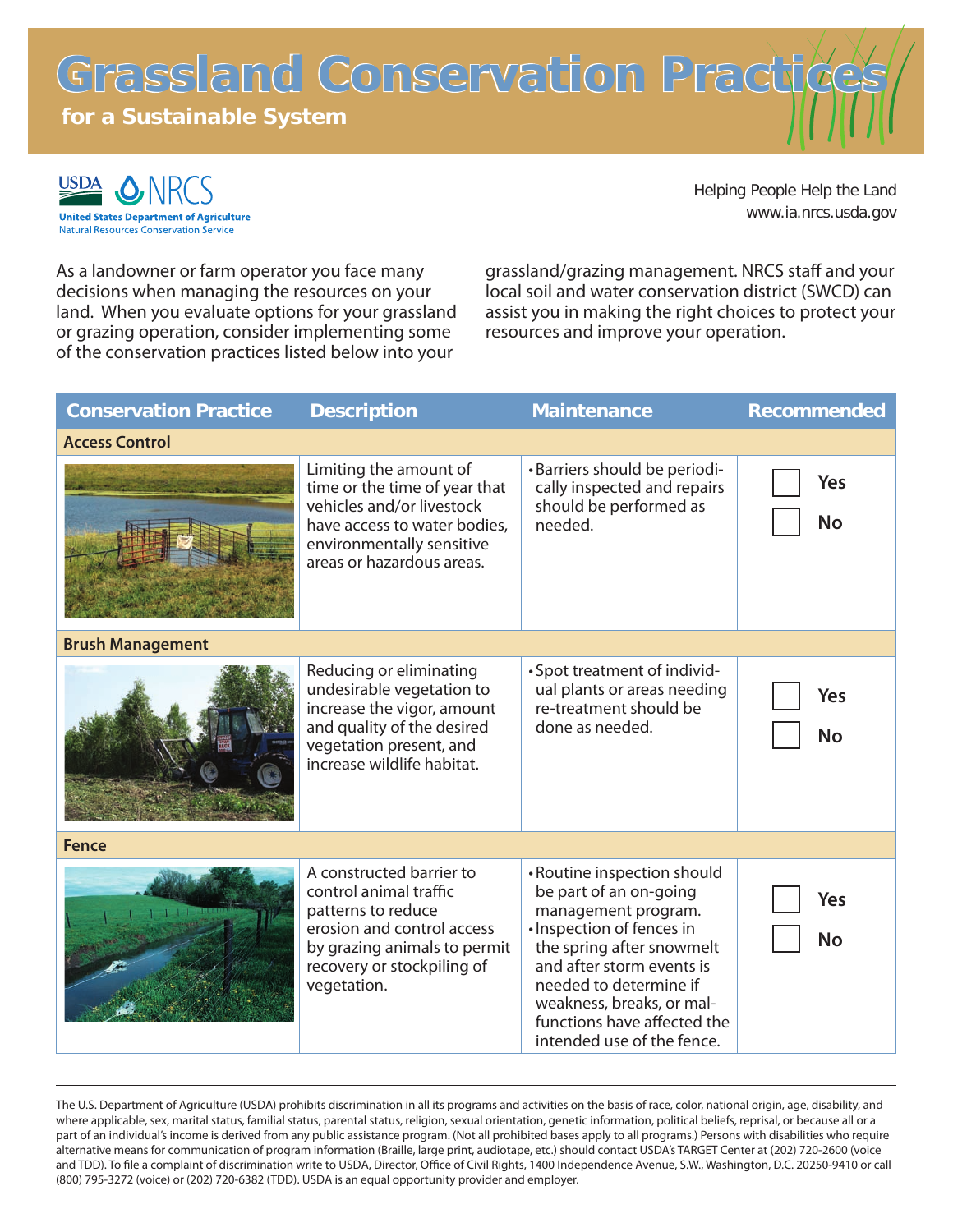# Grassland Conservation Practices

## for a Sustainable System

USDA NRCS
United States Department of Agriculture
Natural Resources Conservation Service

Helping People Help the Land
www.ia.nrcs.usda.gov

As a landowner or farm operator you face many decisions when managing the resources on your land. When you evaluate options for your grassland or grazing operation, consider implementing some of the conservation practices listed below into your grassland/grazing management. NRCS staff and your local soil and water conservation district (SWCD) can assist you in making the right choices to protect your resources and improve your operation.

| Conservation Practice | Description | Maintenance | Recommended |
|---|---|---|---|
| **Access Control** | | | |
| | Limiting the amount of time or the time of year that vehicles and/or livestock have access to water bodies, environmentally sensitive areas or hazardous areas. | • Barriers should be periodically inspected and repairs should be performed as needed. | ☐ Yes ☐ No |
| **Brush Management** | | | |
| | Reducing or eliminating undesirable vegetation to increase the vigor, amount and quality of the desired vegetation present, and increase wildlife habitat. | • Spot treatment of individual plants or areas needing re-treatment should be done as needed. | ☐ Yes ☐ No |
| **Fence** | | | |
| | A constructed barrier to control animal traffic patterns to reduce erosion and control access by grazing animals to permit recovery or stockpiling of vegetation. | • Routine inspection should be part of an on-going management program. • Inspection of fences in the spring after snowmelt and after storm events is needed to determine if weakness, breaks, or malfunctions have affected the intended use of the fence. | ☐ Yes ☐ No |

The U.S. Department of Agriculture (USDA) prohibits discrimination in all its programs and activities on the basis of race, color, national origin, age, disability, and where applicable, sex, marital status, familial status, parental status, religion, sexual orientation, genetic information, political beliefs, reprisal, or because all or a part of an individual's income is derived from any public assistance program. (Not all prohibited bases apply to all programs.) Persons with disabilities who require alternative means for communication of program information (Braille, large print, audiotape, etc.) should contact USDA's TARGET Center at (202) 720-2600 (voice and TDD). To file a complaint of discrimination write to USDA, Director, Office of Civil Rights, 1400 Independence Avenue, S.W., Washington, D.C. 20250-9410 or call (800) 795-3272 (voice) or (202) 720-6382 (TDD). USDA is an equal opportunity provider and employer.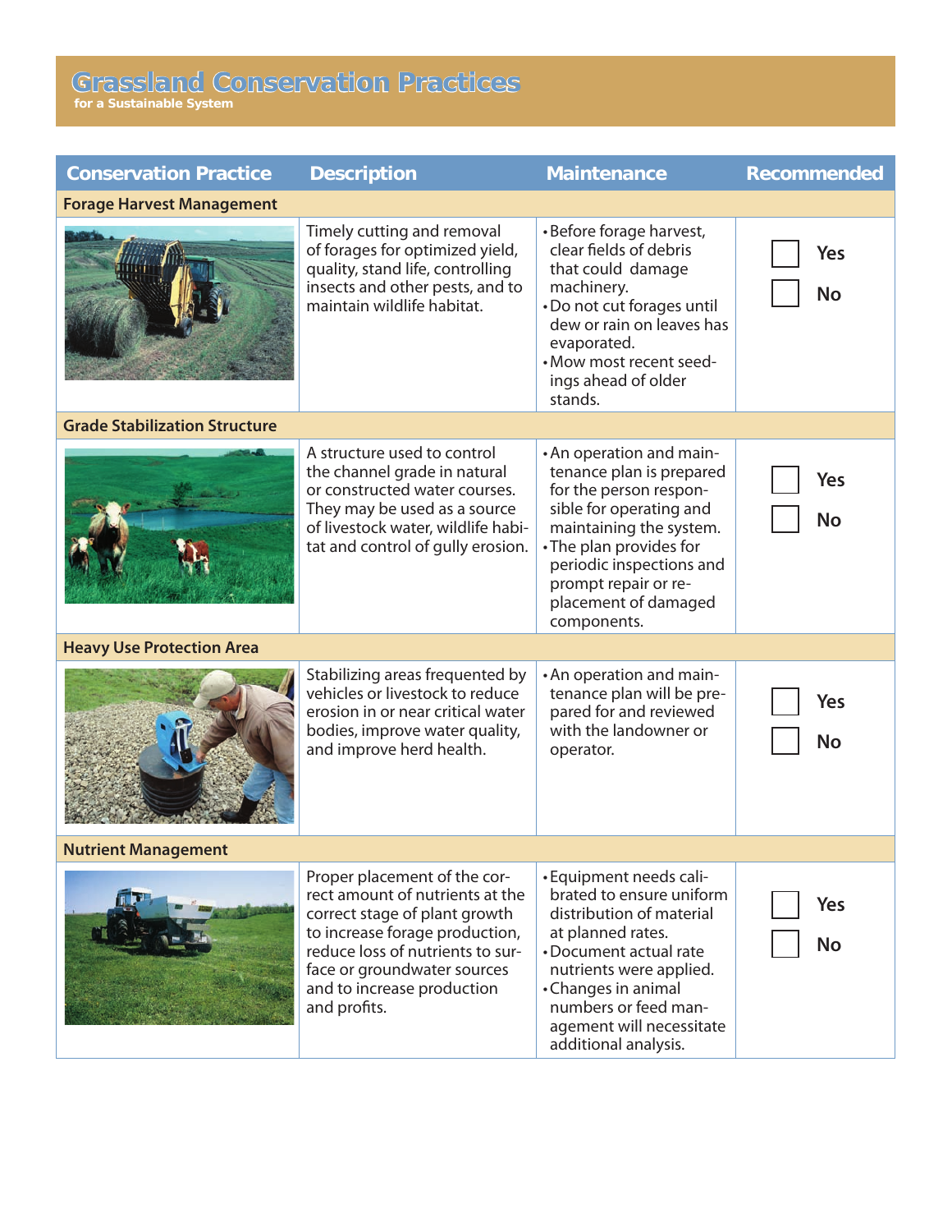# Grassland Conservation Practices

**for a Sustainable System**

| Conservation Practice | Description | Maintenance | Recommended |
|---|---|---|---|
| **Forage Harvest Management** | | | |
| | Timely cutting and removal of forages for optimized yield, quality, stand life, controlling insects and other pests, and to maintain wildlife habitat. | • Before forage harvest, clear fields of debris that could damage machinery. • Do not cut forages until dew or rain on leaves has evaporated. • Mow most recent seedings ahead of older stands. | ☐ Yes ☐ No |
| **Grade Stabilization Structure** | | | |
| | A structure used to control the channel grade in natural or constructed water courses. They may be used as a source of livestock water, wildlife habitat and control of gully erosion. | • An operation and maintenance plan is prepared for the person responsible for operating and maintaining the system. • The plan provides for periodic inspections and prompt repair or replacement of damaged components. | ☐ Yes ☐ No |
| **Heavy Use Protection Area** | | | |
| | Stabilizing areas frequented by vehicles or livestock to reduce erosion in or near critical water bodies, improve water quality, and improve herd health. | • An operation and maintenance plan will be prepared for and reviewed with the landowner or operator. | ☐ Yes ☐ No |
| **Nutrient Management** | | | |
| | Proper placement of the correct amount of nutrients at the correct stage of plant growth to increase forage production, reduce loss of nutrients to surface or groundwater sources and to increase production and profits. | • Equipment needs calibrated to ensure uniform distribution of material at planned rates. • Document actual rate nutrients were applied. • Changes in animal numbers or feed management will necessitate additional analysis. | ☐ Yes ☐ No |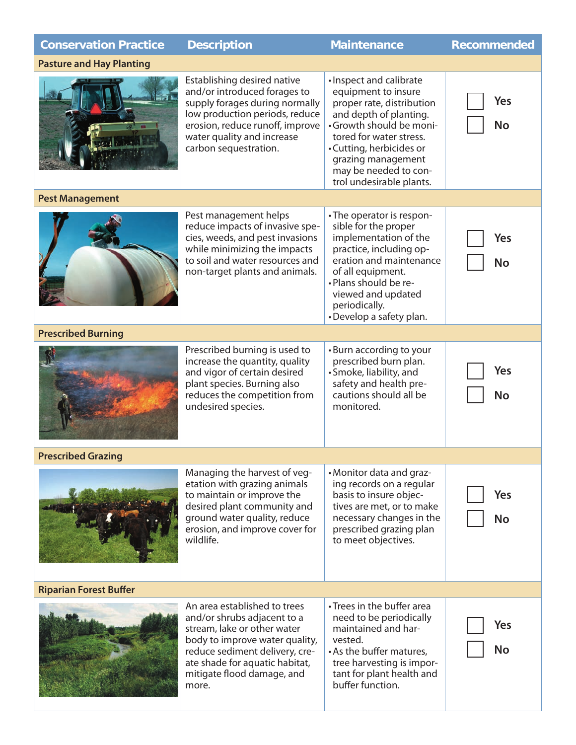| Conservation Practice | Description | Maintenance | Recommended |
|---|---|---|---|
| **Pasture and Hay Planting** | | | |
| | Establishing desired native and/or introduced forages to supply forages during normally low production periods, reduce erosion, reduce runoff, improve water quality and increase carbon sequestration. | • Inspect and calibrate equipment to insure proper rate, distribution and depth of planting.<br>• Growth should be monitored for water stress.<br>• Cutting, herbicides or grazing management may be needed to control undesirable plants. | ☐ Yes<br>☐ No |
| **Pest Management** | | | |
| | Pest management helps reduce impacts of invasive species, weeds, and pest invasions while minimizing the impacts to soil and water resources and non-target plants and animals. | • The operator is responsible for the proper implementation of the practice, including operation and maintenance of all equipment.<br>• Plans should be reviewed and updated periodically.<br>• Develop a safety plan. | ☐ Yes<br>☐ No |
| **Prescribed Burning** | | | |
| | Prescribed burning is used to increase the quantity, quality and vigor of certain desired plant species. Burning also reduces the competition from undesired species. | • Burn according to your prescribed burn plan.<br>• Smoke, liability, and safety and health precautions should all be monitored. | ☐ Yes<br>☐ No |
| **Prescribed Grazing** | | | |
| | Managing the harvest of vegetation with grazing animals to maintain or improve the desired plant community and ground water quality, reduce erosion, and improve cover for wildlife. | • Monitor data and grazing records on a regular basis to insure objectives are met, or to make necessary changes in the prescribed grazing plan to meet objectives. | ☐ Yes<br>☐ No |
| **Riparian Forest Buffer** | | | |
| | An area established to trees and/or shrubs adjacent to a stream, lake or other water body to improve water quality, reduce sediment delivery, create shade for aquatic habitat, mitigate flood damage, and more. | • Trees in the buffer area need to be periodically maintained and harvested.<br>• As the buffer matures, tree harvesting is important for plant health and buffer function. | ☐ Yes<br>☐ No |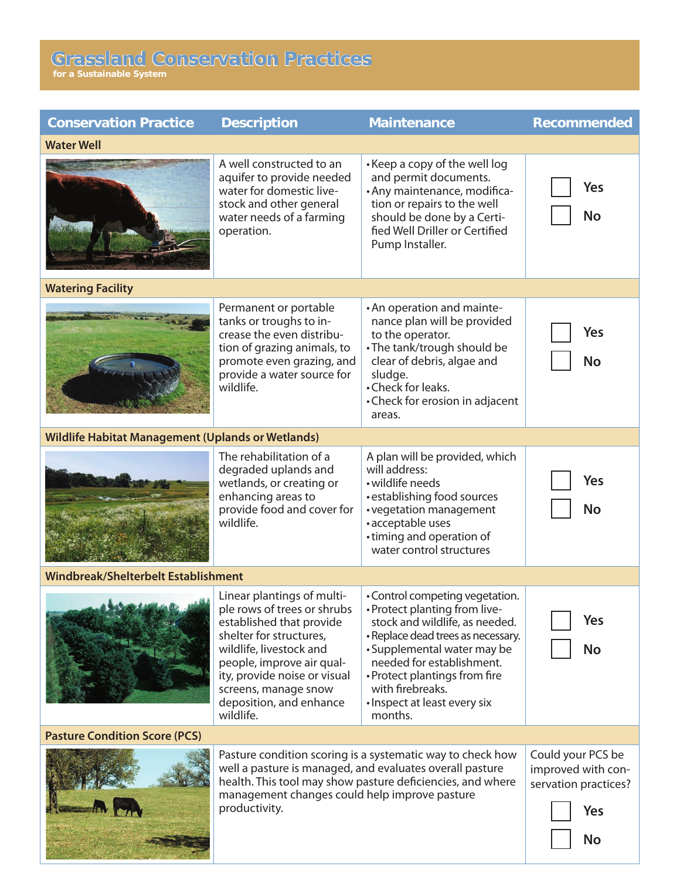# Grassland Conservation Practices

**for a Sustainable System**

| Conservation Practice | Description | Maintenance | Recommended |
|---|---|---|---|
| **Water Well** | | | |
| | A well constructed to an aquifer to provide needed water for domestic livestock and other general water needs of a farming operation. | • Keep a copy of the well log and permit documents.<br>• Any maintenance, modification or repairs to the well should be done by a Certified Well Driller or Certified Pump Installer. | ☐ Yes<br>☐ No |
| **Watering Facility** | | | |
| | Permanent or portable tanks or troughs to increase the even distribution of grazing animals, to promote even grazing, and provide a water source for wildlife. | • An operation and maintenance plan will be provided to the operator.<br>• The tank/trough should be clear of debris, algae and sludge.<br>• Check for leaks.<br>• Check for erosion in adjacent areas. | ☐ Yes<br>☐ No |
| **Wildlife Habitat Management (Uplands or Wetlands)** | | | |
| | The rehabilitation of a degraded uplands and wetlands, or creating or enhancing areas to provide food and cover for wildlife. | A plan will be provided, which will address:<br>• wildlife needs<br>• establishing food sources<br>• vegetation management<br>• acceptable uses<br>• timing and operation of water control structures | ☐ Yes<br>☐ No |
| **Windbreak/Shelterbelt Establishment** | | | |
| | Linear plantings of multiple rows of trees or shrubs established that provide shelter for structures, wildlife, livestock and people, improve air quality, provide noise or visual screens, manage snow deposition, and enhance wildlife. | • Control competing vegetation.<br>• Protect planting from livestock and wildlife, as needed.<br>• Replace dead trees as necessary.<br>• Supplemental water may be needed for establishment.<br>• Protect plantings from fire with firebreaks.<br>• Inspect at least every six months. | ☐ Yes<br>☐ No |
| **Pasture Condition Score (PCS)** | | | |
| | Pasture condition scoring is a systematic way to check how well a pasture is managed, and evaluates overall pasture health. This tool may show pasture deficiencies, and where management changes could help improve pasture productivity. | | Could your PCS be improved with conservation practices?<br>☐ Yes<br>☐ No |